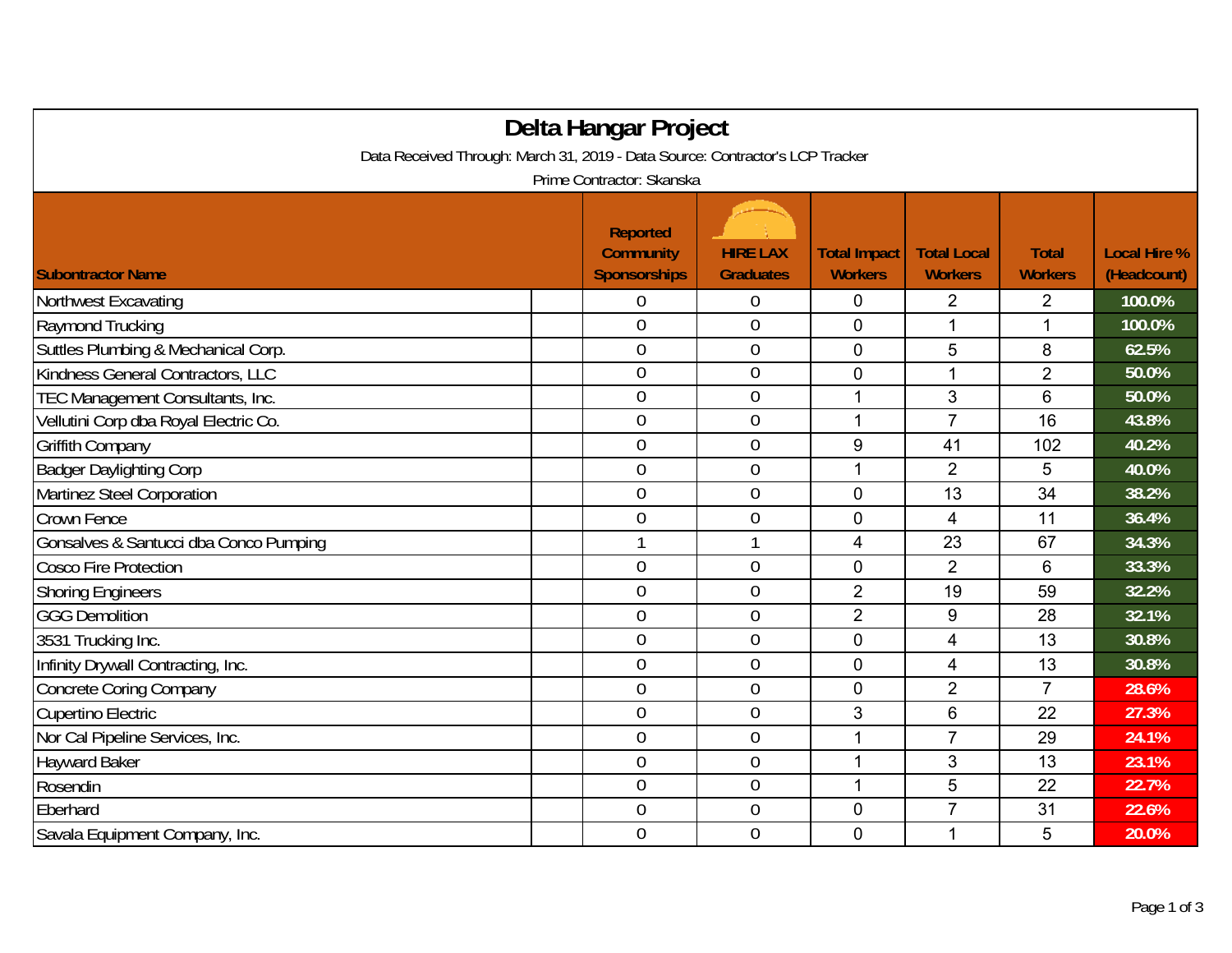# Delta Hangar Project

Data Received Through: March 31, 2019 - Data Source: Contractor's LCP Tracker

Prime Contractor: Skanska

| Subontractor Name | Reported Community Sponsorships | HIRE LAX Graduates | Total Impact Workers | Total Local Workers | Total Workers | Local Hire % (Headcount) |
|---|---|---|---|---|---|---|
| Northwest Excavating | 0 | 0 | 0 | 2 | 2 | 100.0% |
| Raymond Trucking | 0 | 0 | 0 | 1 | 1 | 100.0% |
| Suttles Plumbing & Mechanical Corp. | 0 | 0 | 0 | 5 | 8 | 62.5% |
| Kindness General Contractors, LLC | 0 | 0 | 0 | 1 | 2 | 50.0% |
| TEC Management Consultants, Inc. | 0 | 0 | 1 | 3 | 6 | 50.0% |
| Vellutini Corp dba Royal Electric Co. | 0 | 0 | 1 | 7 | 16 | 43.8% |
| Griffith Company | 0 | 0 | 9 | 41 | 102 | 40.2% |
| Badger Daylighting Corp | 0 | 0 | 1 | 2 | 5 | 40.0% |
| Martinez Steel Corporation | 0 | 0 | 0 | 13 | 34 | 38.2% |
| Crown Fence | 0 | 0 | 0 | 4 | 11 | 36.4% |
| Gonsalves & Santucci dba Conco Pumping | 1 | 1 | 4 | 23 | 67 | 34.3% |
| Cosco Fire Protection | 0 | 0 | 0 | 2 | 6 | 33.3% |
| Shoring Engineers | 0 | 0 | 2 | 19 | 59 | 32.2% |
| GGG Demolition | 0 | 0 | 2 | 9 | 28 | 32.1% |
| 3531 Trucking Inc. | 0 | 0 | 0 | 4 | 13 | 30.8% |
| Infinity Drywall Contracting, Inc. | 0 | 0 | 0 | 4 | 13 | 30.8% |
| Concrete Coring Company | 0 | 0 | 0 | 2 | 7 | 28.6% |
| Cupertino Electric | 0 | 0 | 3 | 6 | 22 | 27.3% |
| Nor Cal Pipeline Services, Inc. | 0 | 0 | 1 | 7 | 29 | 24.1% |
| Hayward Baker | 0 | 0 | 1 | 3 | 13 | 23.1% |
| Rosendin | 0 | 0 | 1 | 5 | 22 | 22.7% |
| Eberhard | 0 | 0 | 0 | 7 | 31 | 22.6% |
| Savala Equipment Company, Inc. | 0 | 0 | 0 | 1 | 5 | 20.0% |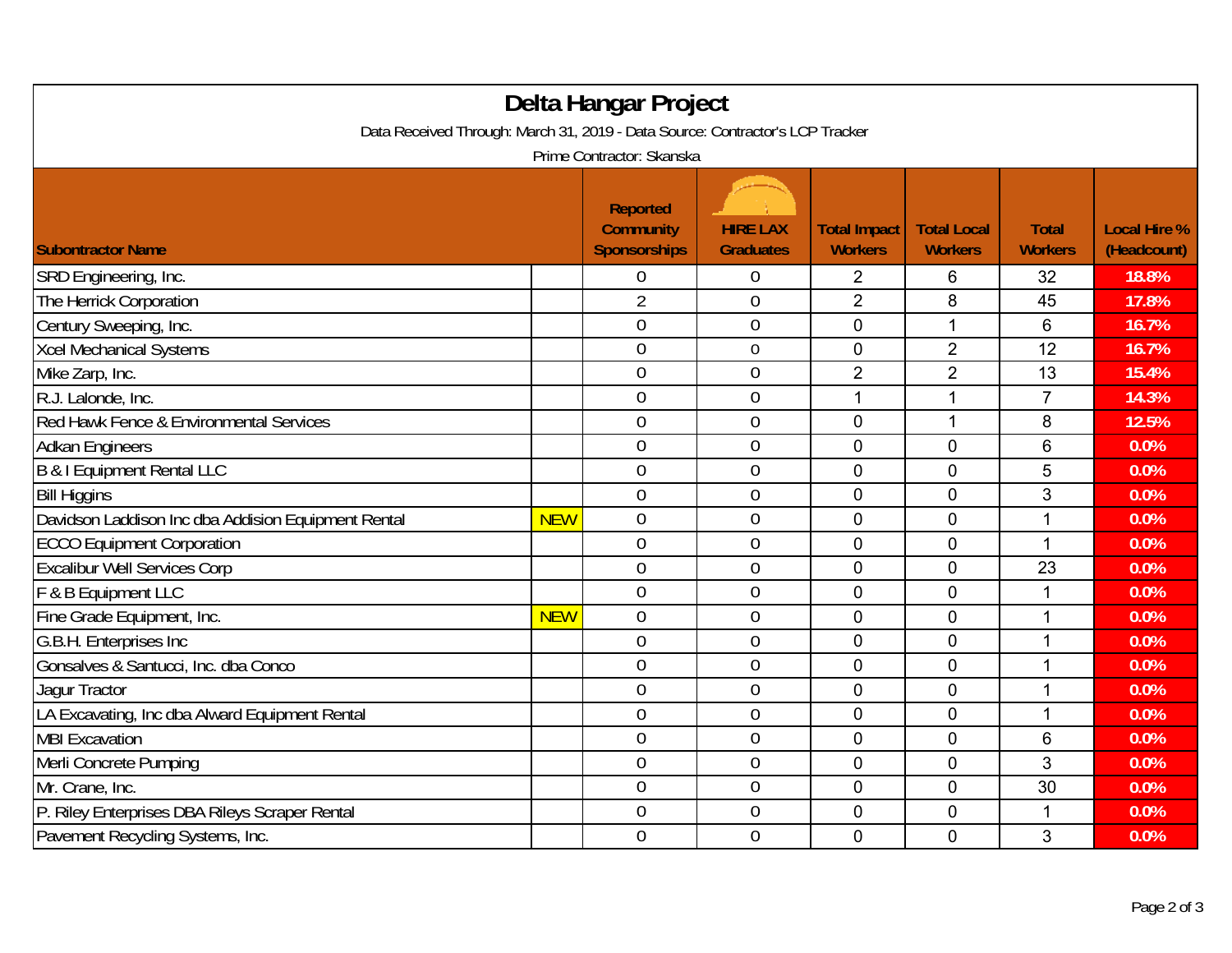# Delta Hangar Project

Data Received Through: March 31, 2019 - Data Source: Contractor's LCP Tracker

Prime Contractor: Skanska

| Subontractor Name | | Reported Community Sponsorships | HIRE LAX Graduates | Total Impact Workers | Total Local Workers | Total Workers | Local Hire % (Headcount) |
|---|---|---|---|---|---|---|---|
| SRD Engineering, Inc. | | 0 | 0 | 2 | 6 | 32 | 18.8% |
| The Herrick Corporation | | 2 | 0 | 2 | 8 | 45 | 17.8% |
| Century Sweeping, Inc. | | 0 | 0 | 0 | 1 | 6 | 16.7% |
| Xcel Mechanical Systems | | 0 | 0 | 0 | 2 | 12 | 16.7% |
| Mike Zarp, Inc. | | 0 | 0 | 2 | 2 | 13 | 15.4% |
| R.J. Lalonde, Inc. | | 0 | 0 | 1 | 1 | 7 | 14.3% |
| Red Hawk Fence & Environmental Services | | 0 | 0 | 0 | 1 | 8 | 12.5% |
| Adkan Engineers | | 0 | 0 | 0 | 0 | 6 | 0.0% |
| B & I Equipment Rental LLC | | 0 | 0 | 0 | 0 | 5 | 0.0% |
| Bill Higgins | | 0 | 0 | 0 | 0 | 3 | 0.0% |
| Davidson Laddison Inc dba Addision Equipment Rental | NEW | 0 | 0 | 0 | 0 | 1 | 0.0% |
| ECCO Equipment Corporation | | 0 | 0 | 0 | 0 | 1 | 0.0% |
| Excalibur Well Services Corp | | 0 | 0 | 0 | 0 | 23 | 0.0% |
| F & B Equipment LLC | | 0 | 0 | 0 | 0 | 1 | 0.0% |
| Fine Grade Equipment, Inc. | NEW | 0 | 0 | 0 | 0 | 1 | 0.0% |
| G.B.H. Enterprises Inc | | 0 | 0 | 0 | 0 | 1 | 0.0% |
| Gonsalves & Santucci, Inc. dba Conco | | 0 | 0 | 0 | 0 | 1 | 0.0% |
| Jagur Tractor | | 0 | 0 | 0 | 0 | 1 | 0.0% |
| LA Excavating, Inc dba Alward Equipment Rental | | 0 | 0 | 0 | 0 | 1 | 0.0% |
| MBI Excavation | | 0 | 0 | 0 | 0 | 6 | 0.0% |
| Merli Concrete Pumping | | 0 | 0 | 0 | 0 | 3 | 0.0% |
| Mr. Crane, Inc. | | 0 | 0 | 0 | 0 | 30 | 0.0% |
| P. Riley Enterprises DBA Rileys Scraper Rental | | 0 | 0 | 0 | 0 | 1 | 0.0% |
| Pavement Recycling Systems, Inc. | | 0 | 0 | 0 | 0 | 3 | 0.0% |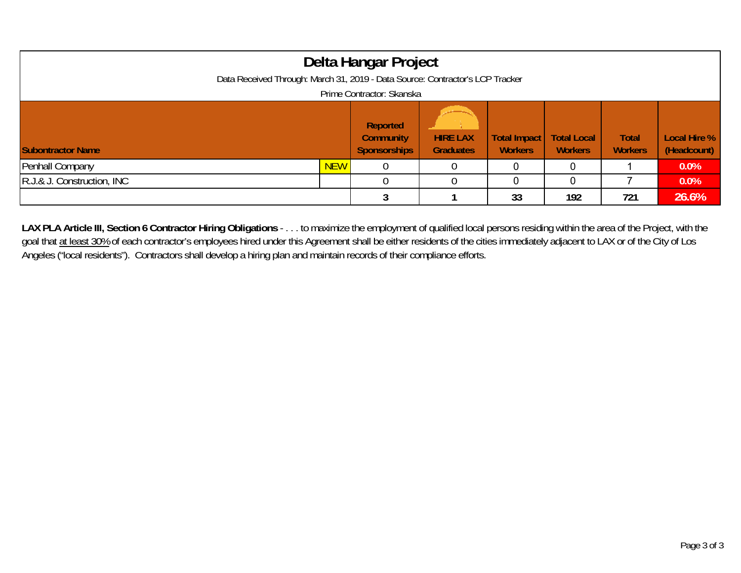# Delta Hangar Project

Data Received Through: March 31, 2019 - Data Source: Contractor's LCP Tracker

Prime Contractor: Skanska

| Subontractor Name | | Reported Community Sponsorships | HIRE LAX Graduates | Total Impact Workers | Total Local Workers | Total Workers | Local Hire % (Headcount) |
|---|---|---|---|---|---|---|---|
| Penhall Company | NEW | 0 | 0 | 0 | 0 | 1 | 0.0% |
| R.J.& J. Construction, INC | | 0 | 0 | 0 | 0 | 7 | 0.0% |
| | | **3** | **1** | **33** | **192** | **721** | **26.6%** |

**LAX PLA Article III, Section 6 Contractor Hiring Obligations** - . . . to maximize the employment of qualified local persons residing within the area of the Project, with the goal that at least 30% of each contractor's employees hired under this Agreement shall be either residents of the cities immediately adjacent to LAX or of the City of Los Angeles ("local residents"). Contractors shall develop a hiring plan and maintain records of their compliance efforts.